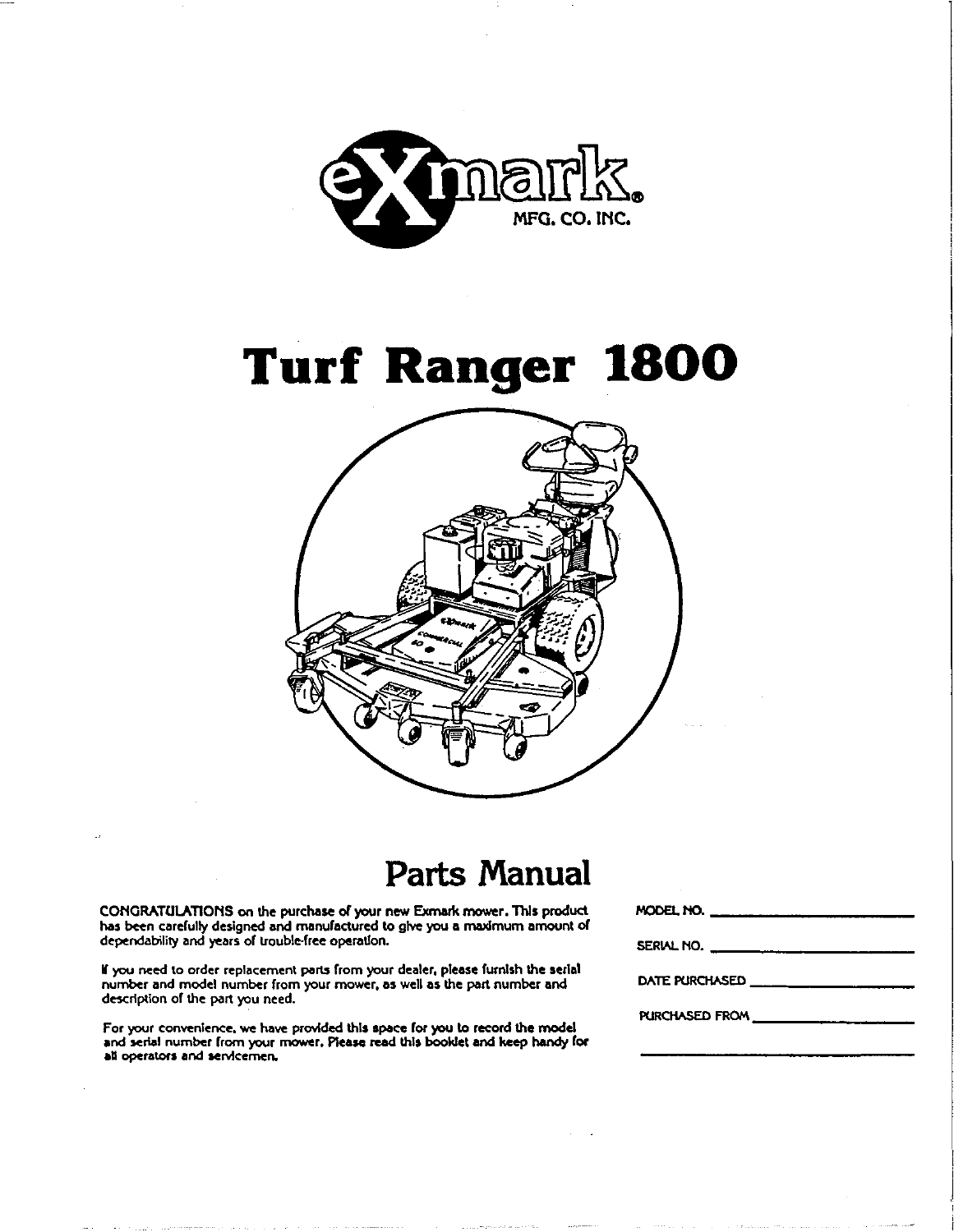eXmark® MFG. CO. INC.

# Turf Ranger 1800

## Parts Manual

CONGRATULATIONS on the purchase of your new Exmark mower. This product has been carefully designed and manufactured to give you a maximum amount of dependability and years of trouble-free operation.

If you need to order replacement parts from your dealer, please furnish the serial number and model number from your mower, as well as the part number and description of the part you need.

For your convenience, we have provided this space for you to record the model and serial number from your mower. Please read this booklet and keep handy for all operators and servicemen.

MODEL NO. ____________________

SERIAL NO. ____________________

DATE PURCHASED ____________________

PURCHASED FROM ____________________

____________________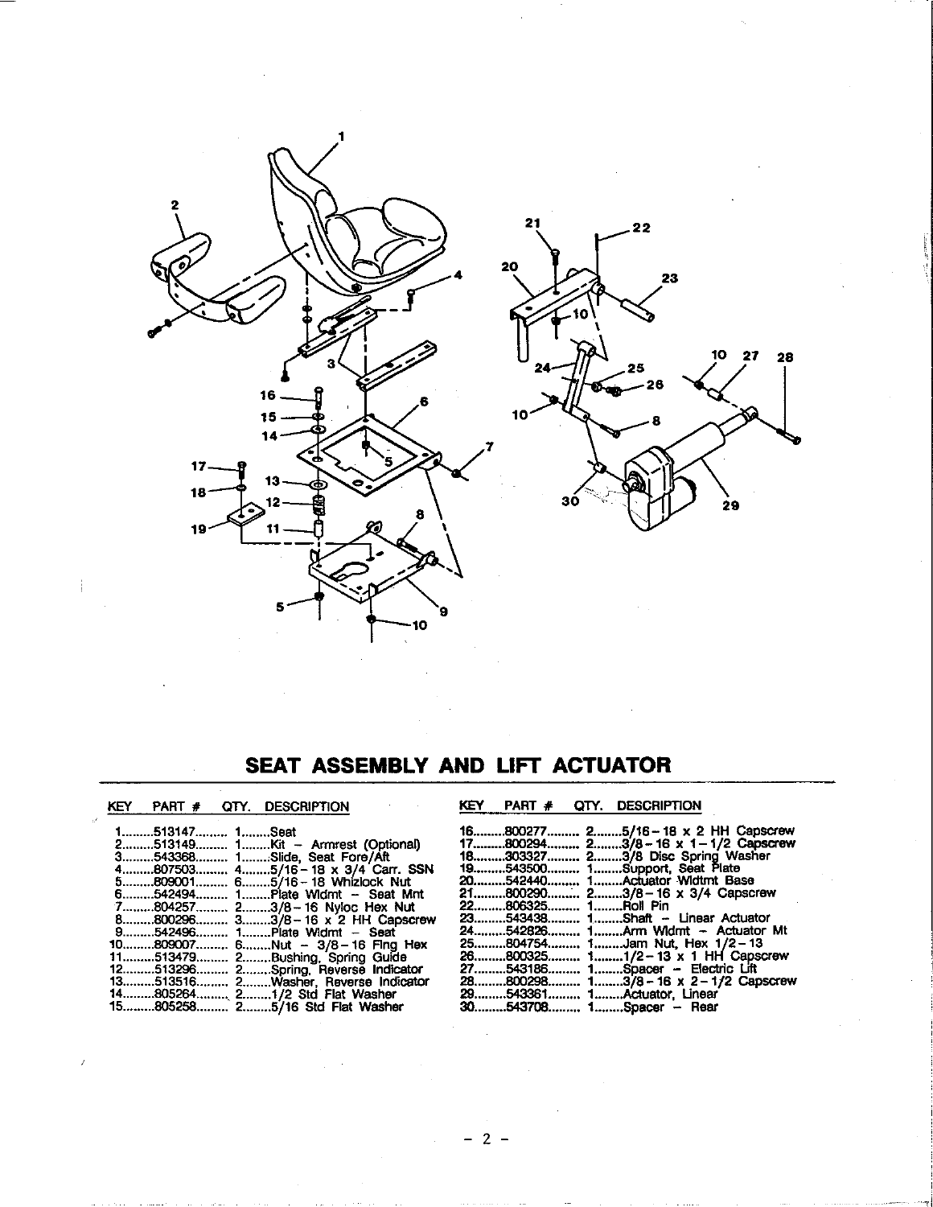## SEAT ASSEMBLY AND LIFT ACTUATOR

| KEY | PART # | QTY. | DESCRIPTION |
|---|---|---|---|
| 1 | 513147 | 1 | Seat |
| 2 | 513149 | 1 | Kit – Armrest (Optional) |
| 3 | 543368 | 1 | Slide, Seat Fore/Aft |
| 4 | 807503 | 4 | 5/16-18 x 3/4 Carr. SSN |
| 5 | 809001 | 6 | 5/16-18 Whizlock Nut |
| 6 | 542494 | 1 | Plate Wldmt – Seat Mnt |
| 7 | 804257 | 2 | 3/8-16 Nyloc Hex Nut |
| 8 | 800296 | 3 | 3/8-16 x 2 HH Capscrew |
| 9 | 542496 | 1 | Plate Wldmt – Seat |
| 10 | 809007 | 6 | Nut – 3/8-16 Flng Hex |
| 11 | 513479 | 2 | Bushing, Spring Guide |
| 12 | 513296 | 2 | Spring, Reverse Indicator |
| 13 | 513516 | 2 | Washer, Reverse Indicator |
| 14 | 805264 | 2 | 1/2 Std Flat Washer |
| 15 | 805258 | 2 | 5/16 Std Flat Washer |
| 16 | 800277 | 2 | 5/16-18 x 2 HH Capscrew |
| 17 | 800294 | 2 | 3/8-16 x 1-1/2 Capscrew |
| 18 | 303327 | 2 | 3/8 Disc Spring Washer |
| 19 | 543500 | 1 | Support, Seat Plate |
| 20 | 542440 | 1 | Actuator Wldtmt Base |
| 21 | 800290 | 2 | 3/8-16 x 3/4 Capscrew |
| 22 | 806325 | 1 | Roll Pin |
| 23 | 543438 | 1 | Shaft – Linear Actuator |
| 24 | 542826 | 1 | Arm Wldmt – Actuator Mt |
| 25 | 804754 | 1 | Jam Nut, Hex 1/2-13 |
| 26 | 800325 | 1 | 1/2-13 x 1 HH Capscrew |
| 27 | 543186 | 1 | Spacer – Electric Lift |
| 28 | 800298 | 1 | 3/8-16 x 2-1/2 Capscrew |
| 29 | 543361 | 1 | Actuator, Linear |
| 30 | 543708 | 1 | Spacer – Rear |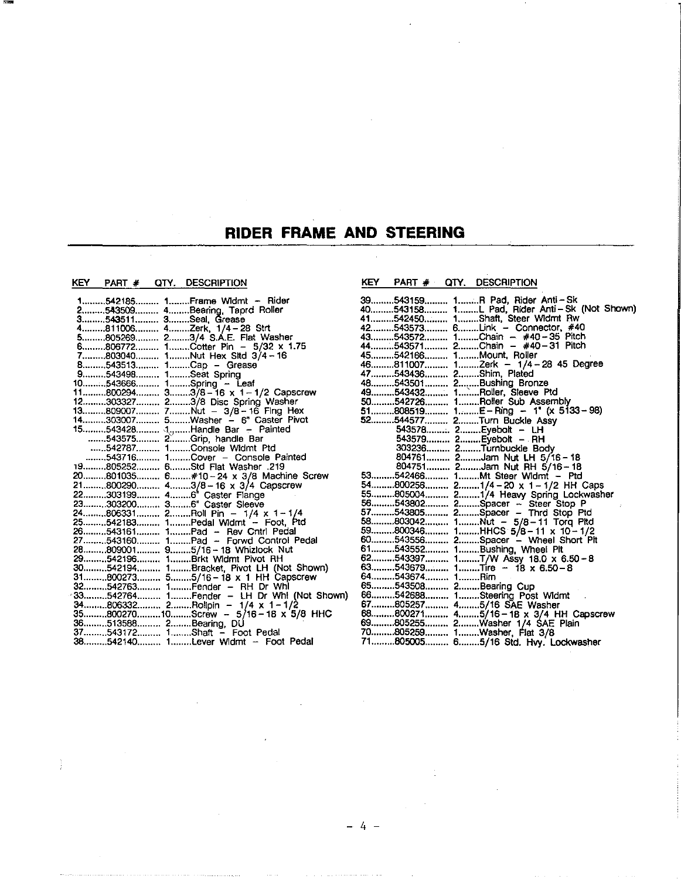# RIDER FRAME AND STEERING

| KEY | PART # | QTY. | DESCRIPTION |
|---|---|---|---|
| 1 | 542185 | 1 | Frame Wldmt - Rider |
| 2 | 543509 | 4 | Bearing, Taprd Roller |
| 3 | 543511 | 3 | Seal, Grease |
| 4 | 811006 | 4 | Zerk, 1/4-28 Strt |
| 5 | 805269 | 2 | 3/4 S.A.E. Flat Washer |
| 6 | 806772 | 1 | Cotter Pin - 5/32 x 1.75 |
| 7 | 803040 | 1 | Nut Hex Sltd 3/4-16 |
| 8 | 543513 | 1 | Cap - Grease |
| 9 | 543498 | 1 | Seat Spring |
| 10 | 543666 | 1 | Spring - Leaf |
| 11 | 800294 | 3 | 3/8-16 x 1-1/2 Capscrew |
| 12 | 303327 | 2 | 3/8 Disc Spring Washer |
| 13 | 809007 | 7 | Nut - 3/8-16 Flng Hex |
| 14 | 303007 | 5 | Washer - 6" Caster Pivot |
| 15 | 543428 | 1 | Handle Bar - Painted |
| | 543575 | 2 | Grip, handle Bar |
| | 542787 | 1 | Console Wldmt Ptd |
| | 543716 | 1 | Cover - Console Painted |
| 19 | 805252 | 6 | Std Flat Washer .219 |
| 20 | 801035 | 6 | #10-24 x 3/8 Machine Screw |
| 21 | 800290 | 4 | 3/8-16 x 3/4 Capscrew |
| 22 | 303199 | 4 | 6" Caster Flange |
| 23 | 303200 | 3 | 6" Caster Sleeve |
| 24 | 806331 | 2 | Roll Pin - 1/4 x 1-1/4 |
| 25 | 542183 | 1 | Pedal Wldmt - Foot, Ptd |
| 26 | 543161 | 1 | Pad - Rev Cntrl Pedal |
| 27 | 543160 | 1 | Pad - Forwd Control Pedal |
| 28 | 809001 | 9 | 5/16-18 Whizlock Nut |
| 29 | 542196 | 1 | Brkt Wldmt Pivot RH |
| 30 | 542194 | 1 | Bracket, Pivot LH (Not Shown) |
| 31 | 800273 | 5 | 5/16-18 x 1 HH Capscrew |
| 32 | 542763 | 1 | Fender - RH Dr Whl |
| 33 | 542764 | 1 | Fender - LH Dr Whl (Not Shown) |
| 34 | 806332 | 2 | Rollpin - 1/4 x 1-1/2 |
| 35 | 800270 | 10 | Screw - 5/16-18 x 5/8 HHC |
| 36 | 513588 | 2 | Bearing, DU |
| 37 | 543172 | 1 | Shaft - Foot Pedal |
| 38 | 542140 | 1 | Lever Wldmt - Foot Pedal |
| 39 | 543159 | 1 | R Pad, Rider Anti-Sk |
| 40 | 543158 | 1 | L Pad, Rider Anti-Sk (Not Shown) |
| 41 | 542450 | 1 | Shaft, Steer Wldmt Rw |
| 42 | 543573 | 6 | Link - Connector, #40 |
| 43 | 543572 | 1 | Chain - #40-35 Pitch |
| 44 | 543571 | 2 | Chain - #40-31 Pitch |
| 45 | 542166 | 1 | Mount, Roller |
| 46 | 811007 | 1 | Zerk - 1/4-28 45 Degree |
| 47 | 543436 | 2 | Shim, Plated |
| 48 | 543501 | 2 | Bushing Bronze |
| 49 | 543432 | 1 | Roller, Sleeve Ptd |
| 50 | 542726 | 1 | Roller Sub Assembly |
| 51 | 808519 | 1 | E-Ring - 1" (x 5133-98) |
| 52 | 544577 | 2 | Turn Buckle Assy |
| | 543578 | 2 | Eyebolt - LH |
| | 543579 | 2 | Eyebolt - RH |
| | 303236 | 2 | Turnbuckle Body |
| | 804761 | 2 | Jam Nut LH 5/16-18 |
| | 804751 | 2 | Jam Nut RH 5/16-18 |
| 53 | 542466 | 1 | Mt Steer Wldmt - Ptd |
| 54 | 800256 | 2 | 1/4-20 x 1-1/2 HH Caps |
| 55 | 805004 | 2 | 1/4 Heavy Spring Lockwasher |
| 56 | 543802 | 2 | Spacer - Steer Stop P |
| 57 | 543805 | 2 | Spacer - Thrd Stop Ptd |
| 58 | 803042 | 1 | Nut - 5/8-11 Torq Pltd |
| 59 | 800346 | 1 | HHCS 5/8-11 x 10-1/2 |
| 60 | 543556 | 2 | Spacer - Wheel Short Plt |
| 61 | 543552 | 1 | Bushing, Wheel Plt |
| 62 | 543397 | 1 | T/W Assy 18.0 x 6.50-8 |
| 63 | 543679 | 1 | Tire - 18 x 6.50-8 |
| 64 | 543674 | 1 | Rim |
| 65 | 543508 | 2 | Bearing Cup |
| 66 | 542688 | 1 | Steering Post Wldmt |
| 67 | 805257 | 4 | 5/16 SAE Washer |
| 68 | 800271 | 4 | 5/16-18 x 3/4 HH Capscrew |
| 69 | 805255 | 2 | Washer 1/4 SAE Plain |
| 70 | 805259 | 1 | Washer, Flat 3/8 |
| 71 | 805005 | 6 | 5/16 Std. Hvy. Lockwasher |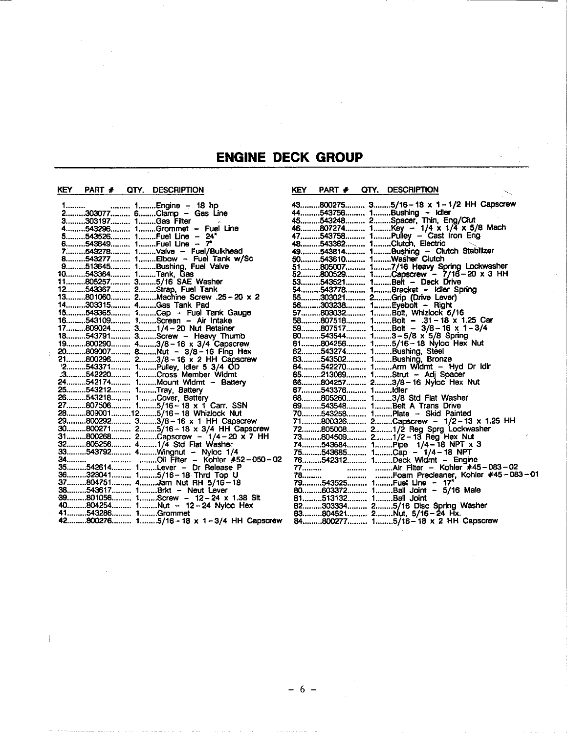# ENGINE DECK GROUP

| KEY | PART # | QTY. | DESCRIPTION |
|---|---|---|---|
| 1 | | 1 | Engine – 18 hp |
| 2 | 303077 | 6 | Clamp – Gas Line |
| 3 | 303197 | 1 | Gas Filter |
| 4 | 543296 | 1 | Grommet – Fuel Line |
| 5 | 543526 | 1 | Fuel Line – 24" |
| 6 | 543649 | 1 | Fuel Line – 7" |
| 7 | 543278 | 1 | Valve – Fuel/Bulkhead |
| 8 | 543277 | 1 | Elbow – Fuel Tank w/Sc |
| 9 | 513645 | 1 | Bushing, Fuel Valve |
| 10 | 543364 | 1 | Tank, Gas |
| 11 | 805257 | 3 | 5/16 SAE Washer |
| 12 | 543367 | 2 | Strap, Fuel Tank |
| 13 | 801060 | 2 | Machine Screw .25 - 20 x 2 |
| 14 | 303315 | 4 | Gas Tank Pad |
| 15 | 543365 | 1 | Cap – Fuel Tank Gauge |
| 16 | 543109 | 1 | Screen – Air Intake |
| 17 | 809024 | 3 | 1/4 - 20 Nut Retainer |
| 18 | 543791 | 3 | Screw – Heavy Thumb |
| 19 | 800290 | 4 | 3/8 - 16 x 3/4 Capscrew |
| 20 | 809007 | 8 | Nut – 3/8 - 16 Flng Hex |
| 21 | 800296 | 2 | 3/8 - 16 x 2 HH Capscrew |
| 22 | 543371 | 1 | Pulley, Idler 5 3/4 OD |
| 23 | 542220 | 1 | Cross Member Wldmt |
| 24 | 542174 | 1 | Mount Wldmt – Battery |
| 25 | 543212 | 1 | Tray, Battery |
| 26 | 543218 | 1 | Cover, Battery |
| 27 | 807506 | 1 | 5/16 - 18 x 1 Carr. SSN |
| 28 | 809001 | 12 | 5/16 - 18 Whizlock Nut |
| 29 | 800292 | 3 | 3/8 - 16 x 1 HH Capscrew |
| 30 | 800271 | 2 | 5/16 - 18 x 3/4 HH Capscrew |
| 31 | 800268 | 2 | Capscrew – 1/4 - 20 x 7 HH |
| 32 | 805256 | 4 | 1/4 Std Flat Washer |
| 33 | 543792 | 4 | Wingnut – Nyloc 1/4 |
| 34 | | | Oil Filter – Kohler #52 - 050 - 02 |
| 35 | 542614 | 1 | Lever – Dr Release P |
| 36 | 323041 | 1 | 5/16 - 18 Thrd Top U |
| 37 | 804751 | 4 | Jam Nut RH 5/16 - 18 |
| 38 | 543617 | 1 | Brkt – Neut Lever |
| 39 | 801056 | 1 | Screw – 12 - 24 x 1.38 Slt |
| 40 | 804254 | 1 | Nut – 12 - 24 Nyloc Hex |
| 41 | 543286 | 1 | Grommet |
| 42 | 800276 | 1 | 5/16 - 18 x 1 - 3/4 HH Capscrew |
| 43 | 800275 | 3 | 5/16 - 18 x 1 - 1/2 HH Capscrew |
| 44 | 543756 | 1 | Bushing – Idler |
| 45 | 543248 | 2 | Spacer, Thin, Eng/Clut |
| 46 | 807274 | 1 | Key – 1/4 x 1/4 x 5/8 Mach |
| 47 | 543758 | 1 | Pulley – Cast Iron Eng |
| 48 | 543362 | 1 | Clutch, Electric |
| 49 | 543814 | 1 | Bushing – Clutch Stabilizer |
| 50 | 543610 | 1 | Washer Clutch |
| 51 | 805007 | 1 | 7/16 Heavy Spring Lockwasher |
| 52 | 800529 | 1 | Capscrew – 7/16 - 20 x 3 HH |
| 53 | 543521 | 1 | Belt – Deck Drive |
| 54 | 543778 | 1 | Bracket – Idler Spring |
| 55 | 303021 | 2 | Grip (Drive Lever) |
| 56 | 303238 | 1 | Eyebolt – Right |
| 57 | 803032 | 1 | Bolt, Whizlock 5/16 |
| 58 | 807518 | 1 | Bolt – .31 - 18 x 1.25 Car |
| 59 | 807517 | 1 | Bolt – 3/8 - 16 x 1 - 3/4 |
| 60 | 543544 | 1 | 3 - 5/8 x 5/8 Spring |
| 61 | 804256 | 1 | 5/16 - 18 Nyloc Hex Nut |
| 62 | 543274 | 1 | Bushing, Steel |
| 63 | 543502 | 1 | Bushing, Bronze |
| 64 | 542270 | 1 | Arm Wldmt – Hyd Dr Idlr |
| 65 | 213069 | 1 | Strut – Adj Spacer |
| 66 | 804257 | 2 | 3/8 - 16 Nyloc Hex Nut |
| 67 | 543376 | 1 | Idler |
| 68 | 805260 | 1 | 3/8 Std Flat Washer |
| 69 | 543548 | 1 | Belt A Trans Drive |
| 70 | 543258 | 1 | Plate – Skid Painted |
| 71 | 800326 | 2 | Capscrew – 1/2 - 13 x 1.25 HH |
| 72 | 805008 | 2 | 1/2 Reg Sprg Lockwasher |
| 73 | 804509 | 2 | 1/2 - 13 Reg Hex Nut |
| 74 | 543684 | 1 | Pipe 1/4 - 18 NPT x 3 |
| 75 | 543685 | 1 | Cap – 1/4 - 18 NPT |
| 76 | 542312 | 1 | Deck Wldmt – Engine |
| 77 | | | Air Filter – Kohler #45 - 083 - 02 |
| 78 | | | Foam Precleaner, Kohler #45 - 083 - 01 |
| 79 | 543525 | 1 | Fuel Line – 17" |
| 80 | 603372 | 1 | Ball Joint – 5/16 Male |
| 81 | 513132 | 1 | Ball Joint |
| 82 | 303334 | 2 | 5/16 Disc Spring Washer |
| 83 | 804521 | 2 | Nut, 5/16 - 24 Hx. |
| 84 | 800277 | 1 | 5/16 - 18 x 2 HH Capscrew |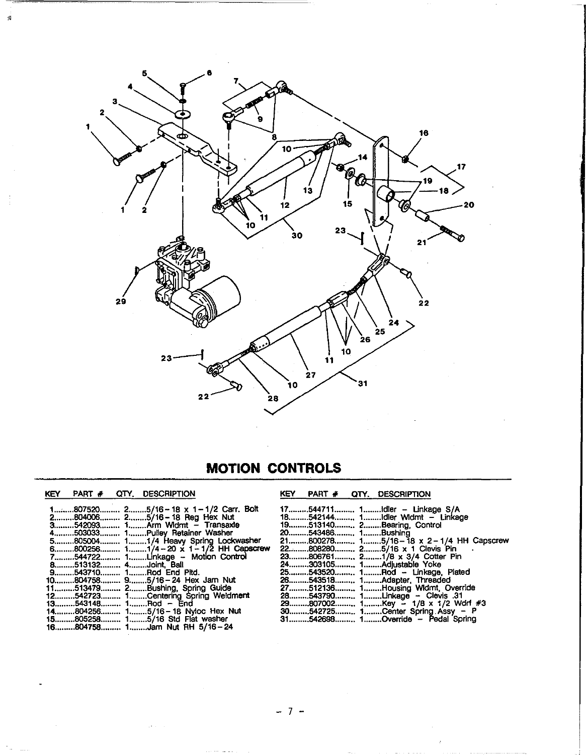# MOTION CONTROLS

| KEY | PART # | QTY. | DESCRIPTION |
|---|---|---|---|
| 1 | 807520 | 2 | 5/16-18 x 1-1/2 Carr. Bolt |
| 2 | 804006 | 2 | 5/16-18 Reg Hex Nut |
| 3 | 542093 | 1 | Arm Wldmt - Transaxle |
| 4 | 503033 | 1 | Pulley Retainer Washer |
| 5 | 805004 | 1 | 1/4 Heavy Spring Lockwasher |
| 6 | 800256 | 1 | 1/4-20 x 1-1/2 HH Capscrew |
| 7 | 544722 | 1 | Linkage - Motion Control |
| 8 | 513132 | 4 | Joint, Ball |
| 9 | 543710 | 1 | Rod End Pltd. |
| 10 | 804758 | 9 | 5/16-24 Hex Jam Nut |
| 11 | 513479 | 2 | Bushing, Spring Guide |
| 12 | 542723 | 1 | Centering Spring Weldment |
| 13 | 543148 | 1 | Rod - End |
| 14 | 804256 | 1 | 5/16-18 Nyloc Hex Nut |
| 15 | 805258 | 1 | 5/16 Std Flat washer |
| 16 | 804758 | 1 | Jam Nut RH 5/16-24 |
| 17 | 544711 | 1 | Idler - Linkage S/A |
| 18 | 542144 | 1 | Idler Wldmt - Linkage |
| 19 | 513140 | 2 | Bearing, Control |
| 20 | 543486 | 1 | Bushing |
| 21 | 800278 | 1 | 5/16-18 x 2-1/4 HH Capscrew |
| 22 | 808280 | 2 | 5/16 x 1 Clevis Pin |
| 23 | 806761 | 2 | 1/8 x 3/4 Cotter Pin |
| 24 | 303105 | 1 | Adjustable Yoke |
| 25 | 543520 | 1 | Rod - Linkage, Plated |
| 26 | 543518 | 1 | Adapter, Threaded |
| 27 | 512136 | 1 | Housing Wldmt, Override |
| 28 | 543790 | 1 | Linkage - Clevis .31 |
| 29 | 807002 | 1 | Key - 1/8 x 1/2 Wdrf #3 |
| 30 | 542725 | 1 | Center Spring Assy - P |
| 31 | 542698 | 1 | Override - Pedal Spring |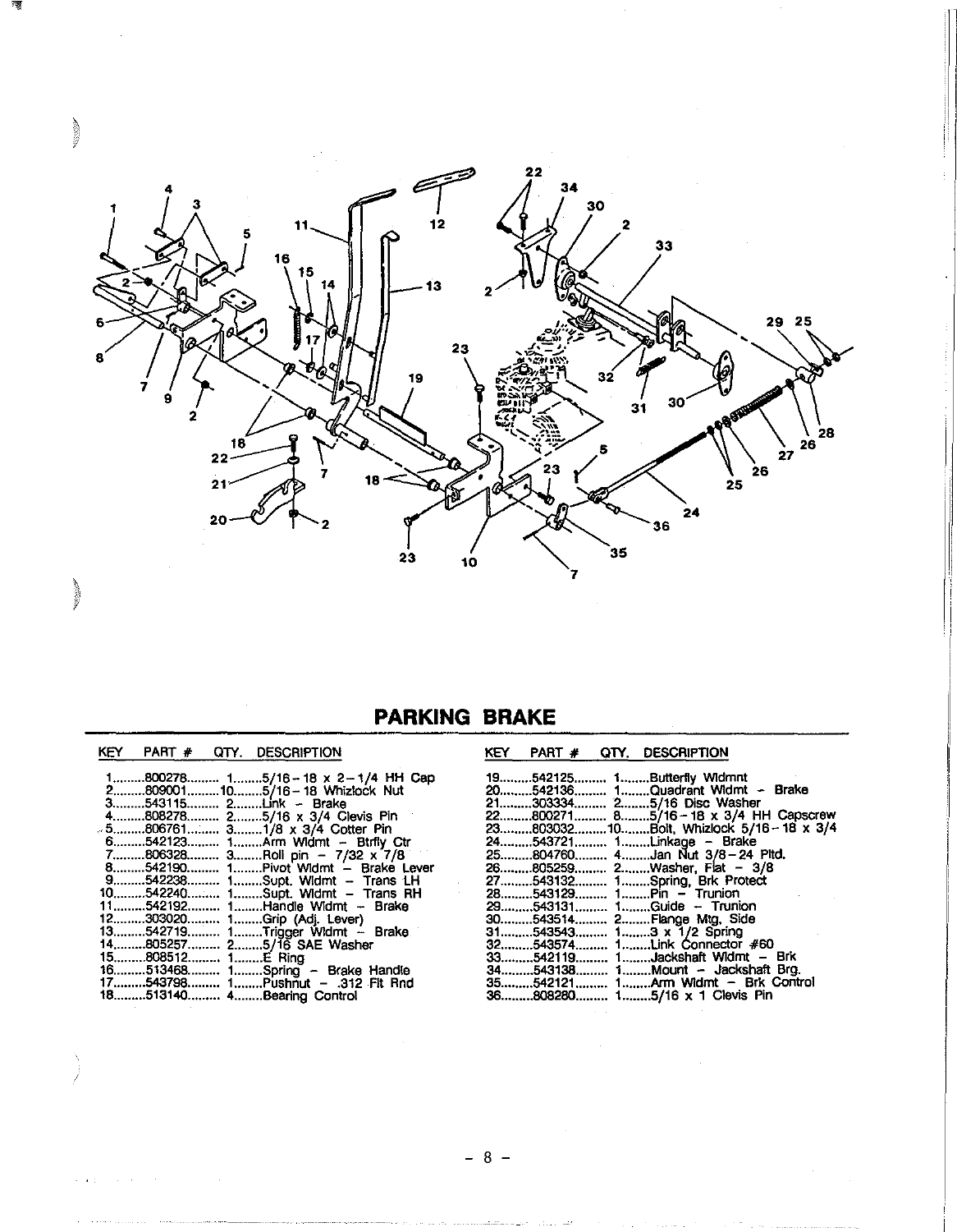# PARKING BRAKE

| KEY | PART # | QTY. | DESCRIPTION |
|---|---|---|---|
| 1 | 800278 | 1 | 5/16-18 x 2-1/4 HH Cap |
| 2 | 809001 | 10 | 5/16-18 Whizlock Nut |
| 3 | 543115 | 2 | Link - Brake |
| 4 | 808278 | 2 | 5/16 x 3/4 Clevis Pin |
| 5 | 806761 | 3 | 1/8 x 3/4 Cotter Pin |
| 6 | 542123 | 1 | Arm Wldmt - Btrfly Ctr |
| 7 | 806328 | 3 | Roll pin - 7/32 x 7/8 |
| 8 | 542190 | 1 | Pivot Wldmt - Brake Lever |
| 9 | 542238 | 1 | Supt. Wldmt - Trans LH |
| 10 | 542240 | 1 | Supt. Wldmt - Trans RH |
| 11 | 542192 | 1 | Handle Wldmt - Brake |
| 12 | 303020 | 1 | Grip (Adj. Lever) |
| 13 | 542719 | 1 | Trigger Wldmt - Brake |
| 14 | 805257 | 2 | 5/16 SAE Washer |
| 15 | 808512 | 1 | E Ring |
| 16 | 513468 | 1 | Spring - Brake Handle |
| 17 | 543798 | 1 | Pushnut - .312 Flt Rnd |
| 18 | 513140 | 4 | Bearing Control |
| 19 | 542125 | 1 | Butterfly Wldmnt |
| 20 | 542136 | 1 | Quadrant Wldmt - Brake |
| 21 | 303334 | 2 | 5/16 Disc Washer |
| 22 | 800271 | 8 | 5/16-18 x 3/4 HH Capscrew |
| 23 | 803032 | 10 | Bolt, Whizlock 5/16-18 x 3/4 |
| 24 | 543721 | 1 | Linkage - Brake |
| 25 | 804760 | 4 | Jan Nut 3/8-24 Pltd. |
| 26 | 805259 | 2 | Washer, Flat - 3/8 |
| 27 | 543132 | 1 | Spring, Brk Protect |
| 28 | 543129 | 1 | Pin - Trunion |
| 29 | 543131 | 1 | Guide - Trunion |
| 30 | 543514 | 2 | Flange Mtg. Side |
| 31 | 543543 | 1 | 3 x 1/2 Spring |
| 32 | 543574 | 1 | Link Connector #60 |
| 33 | 542119 | 1 | Jackshaft Wldmt - Brk |
| 34 | 543138 | 1 | Mount - Jackshaft Brg. |
| 35 | 542121 | 1 | Arm Wldmt - Brk Control |
| 36 | 808280 | 1 | 5/16 x 1 Clevis Pin |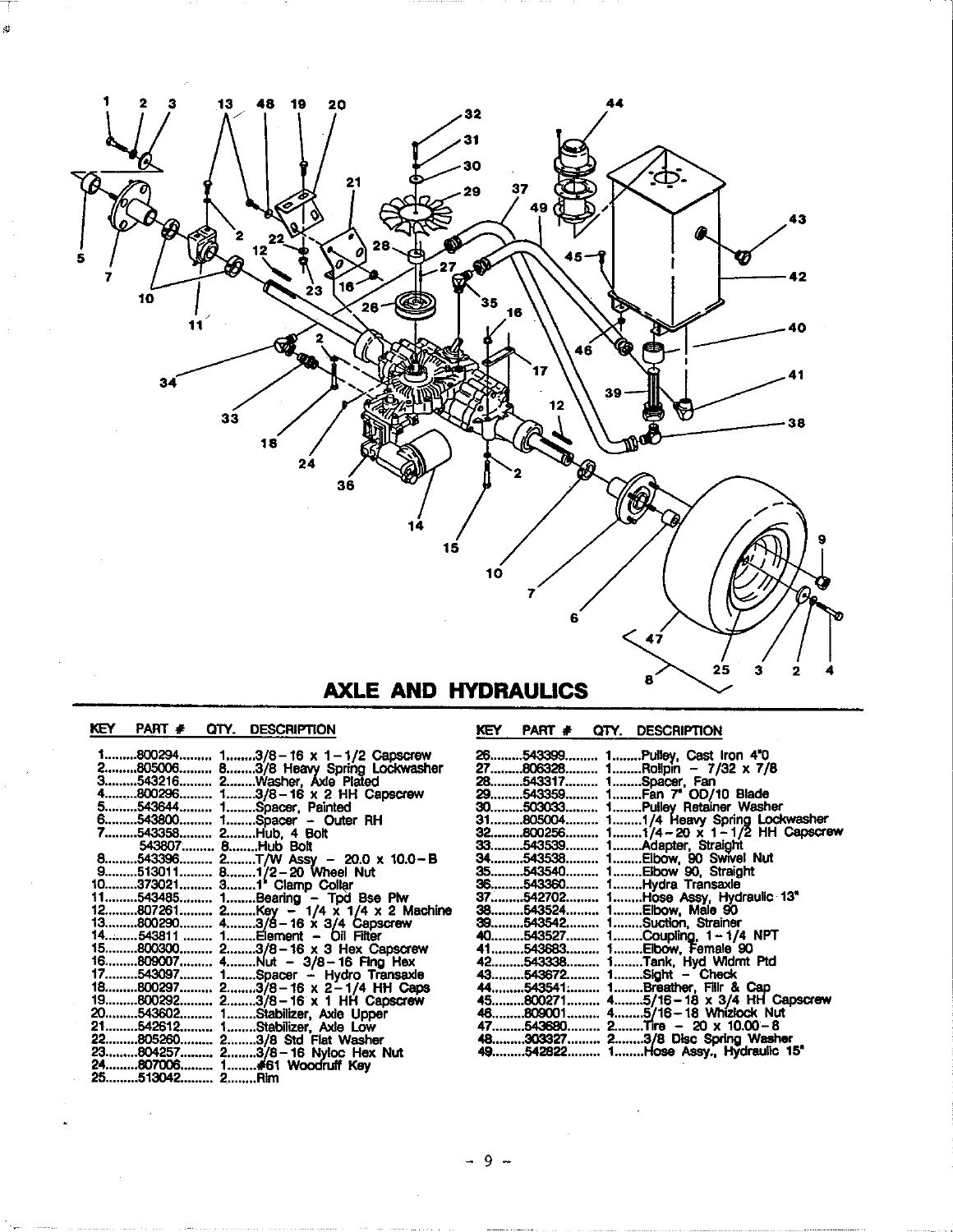# AXLE AND HYDRAULICS

| KEY | PART # | QTY. | DESCRIPTION |
|---|---|---|---|
| 1 | 800294 | 1 | 3/8-16 x 1-1/2 Capscrew |
| 2 | 805006 | 8 | 3/8 Heavy Spring Lockwasher |
| 3 | 543216 | 2 | Washer, Axle Plated |
| 4 | 800296 | 1 | 3/8-16 x 2 HH Capscrew |
| 5 | 543644 | 1 | Spacer, Painted |
| 6 | 543800 | 1 | Spacer - Outer RH |
| 7 | 543358 | 2 | Hub, 4 Bolt |
|  | 543807 | 8 | Hub Bolt |
| 8 | 543396 | 2 | T/W Assy - 20.0 x 10.0-8 |
| 9 | 513011 | 8 | 1/2-20 Wheel Nut |
| 10 | 373021 | 3 | 1" Clamp Collar |
| 11 | 543485 | 1 | Bearing - Tpd Bse Plw |
| 12 | 807261 | 2 | Key - 1/4 x 1/4 x 2 Machine |
| 13 | 800290 | 4 | 3/8-16 x 3/4 Capscrew |
| 14 | 543811 | 1 | Element - Oil Filter |
| 15 | 800300 | 2 | 3/8-16 x 3 Hex Capscrew |
| 16 | 809007 | 4 | Nut - 3/8-16 Flng Hex |
| 17 | 543097 | 1 | Spacer - Hydro Transaxle |
| 18 | 800297 | 2 | 3/8-16 x 2-1/4 HH Caps |
| 19 | 800292 | 2 | 3/8-16 x 1 HH Capscrew |
| 20 | 543602 | 1 | Stabilizer, Axle Upper |
| 21 | 542612 | 1 | Stabilizer, Axle Low |
| 22 | 805260 | 2 | 3/8 Std Flat Washer |
| 23 | 804257 | 2 | 3/8-16 Nyloc Hex Nut |
| 24 | 807006 | 1 | #61 Woodruff Key |
| 25 | 513042 | 2 | Rim |
| 26 | 543399 | 1 | Pulley, Cast Iron 4"0 |
| 27 | 806328 | 1 | Rollpin - 7/32 x 7/8 |
| 28 | 543317 | 1 | Spacer, Fan |
| 29 | 543359 | 1 | Fan 7" OD/10 Blade |
| 30 | 503033 | 1 | Pulley Retainer Washer |
| 31 | 805004 | 1 | 1/4 Heavy Spring Lockwasher |
| 32 | 800256 | 1 | 1/4-20 x 1-1/2 HH Capscrew |
| 33 | 543539 | 1 | Adapter, Straight |
| 34 | 543538 | 1 | Elbow, 90 Swivel Nut |
| 35 | 543540 | 1 | Elbow 90, Straight |
| 36 | 543360 | 1 | Hydra Transaxle |
| 37 | 542702 | 1 | Hose Assy, Hydraulic 13" |
| 38 | 543524 | 1 | Elbow, Male 90 |
| 39 | 543542 | 1 | Suction, Strainer |
| 40 | 543527 | 1 | Coupling, 1-1/4 NPT |
| 41 | 543683 | 1 | Elbow, Female 90 |
| 42 | 543338 | 1 | Tank, Hyd Wldmt Ptd |
| 43 | 543672 | 1 | Sight - Check |
| 44 | 543541 | 1 | Breather, Fllr & Cap |
| 45 | 800271 | 4 | 5/16-18 x 3/4 HH Capscrew |
| 46 | 809001 | 4 | 5/16-18 Whizlock Nut |
| 47 | 543680 | 2 | Tire - 20 x 10.00-8 |
| 48 | 303327 | 2 | 3/8 Disc Spring Washer |
| 49 | 542822 | 1 | Hose Assy., Hydraulic 15" |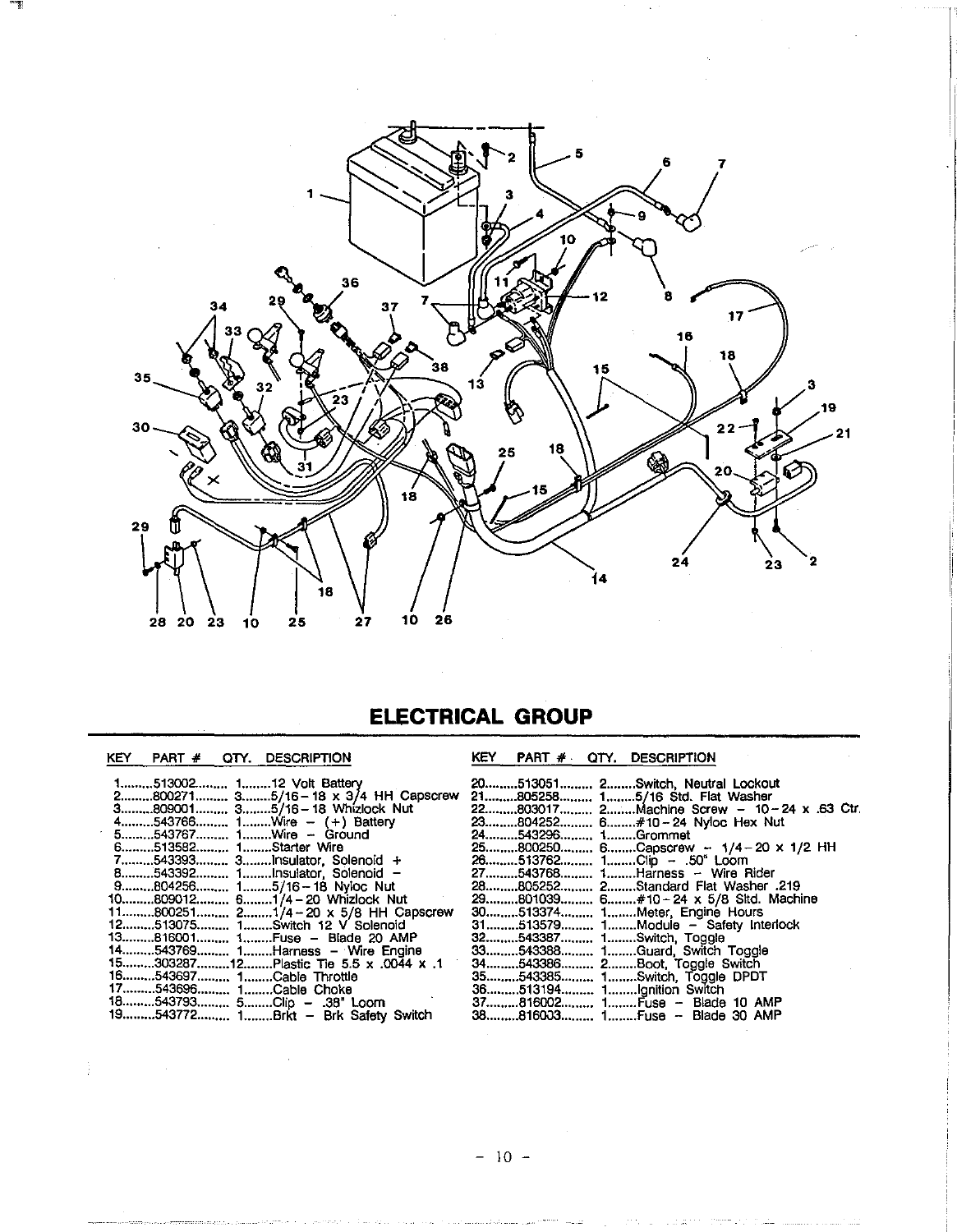## ELECTRICAL GROUP

| KEY | PART # | QTY. | DESCRIPTION |
|---|---|---|---|
| 1 | 513002 | 1 | 12 Volt Battery |
| 2 | 800271 | 3 | 5/16-18 x 3/4 HH Capscrew |
| 3 | 809001 | 3 | 5/16-18 Whizlock Nut |
| 4 | 543766 | 1 | Wire - (+) Battery |
| 5 | 543767 | 1 | Wire - Ground |
| 6 | 513582 | 1 | Starter Wire |
| 7 | 543393 | 3 | Insulator, Solenoid + |
| 8 | 543392 | 1 | Insulator, Solenoid - |
| 9 | 804256 | 1 | 5/16-18 Nyloc Nut |
| 10 | 809012 | 6 | 1/4-20 Whizlock Nut |
| 11 | 800251 | 2 | 1/4-20 x 5/8 HH Capscrew |
| 12 | 513075 | 1 | Switch 12 V Solenoid |
| 13 | 816001 | 1 | Fuse - Blade 20 AMP |
| 14 | 543769 | 1 | Harness - Wire Engine |
| 15 | 303287 | 12 | Plastic Tie 5.5 x .0044 x .1 |
| 16 | 543697 | 1 | Cable Throttle |
| 17 | 543696 | 1 | Cable Choke |
| 18 | 543793 | 5 | Clip - .38" Loom |
| 19 | 543772 | 1 | Brkt - Brk Safety Switch |
| 20 | 513051 | 2 | Switch, Neutral Lockout |
| 21 | 805258 | 1 | 5/16 Std. Flat Washer |
| 22 | 803017 | 2 | Machine Screw - 10-24 x .63 Ctr. |
| 23 | 804252 | 6 | #10-24 Nyloc Hex Nut |
| 24 | 543296 | 1 | Grommet |
| 25 | 800250 | 6 | Capscrew - 1/4-20 x 1/2 HH |
| 26 | 513762 | 1 | Clip - .50" Loom |
| 27 | 543768 | 1 | Harness - Wire Rider |
| 28 | 805252 | 2 | Standard Flat Washer .219 |
| 29 | 801039 | 6 | #10-24 x 5/8 Sltd. Machine |
| 30 | 513374 | 1 | Meter, Engine Hours |
| 31 | 513579 | 1 | Module - Safety Interlock |
| 32 | 543387 | 1 | Switch, Toggle |
| 33 | 543388 | 1 | Guard, Switch Toggle |
| 34 | 543386 | 2 | Boot, Toggle Switch |
| 35 | 543385 | 1 | Switch, Toggle DPDT |
| 36 | 513194 | 1 | Ignition Switch |
| 37 | 816002 | 1 | Fuse - Blade 10 AMP |
| 38 | 816003 | 1 | Fuse - Blade 30 AMP |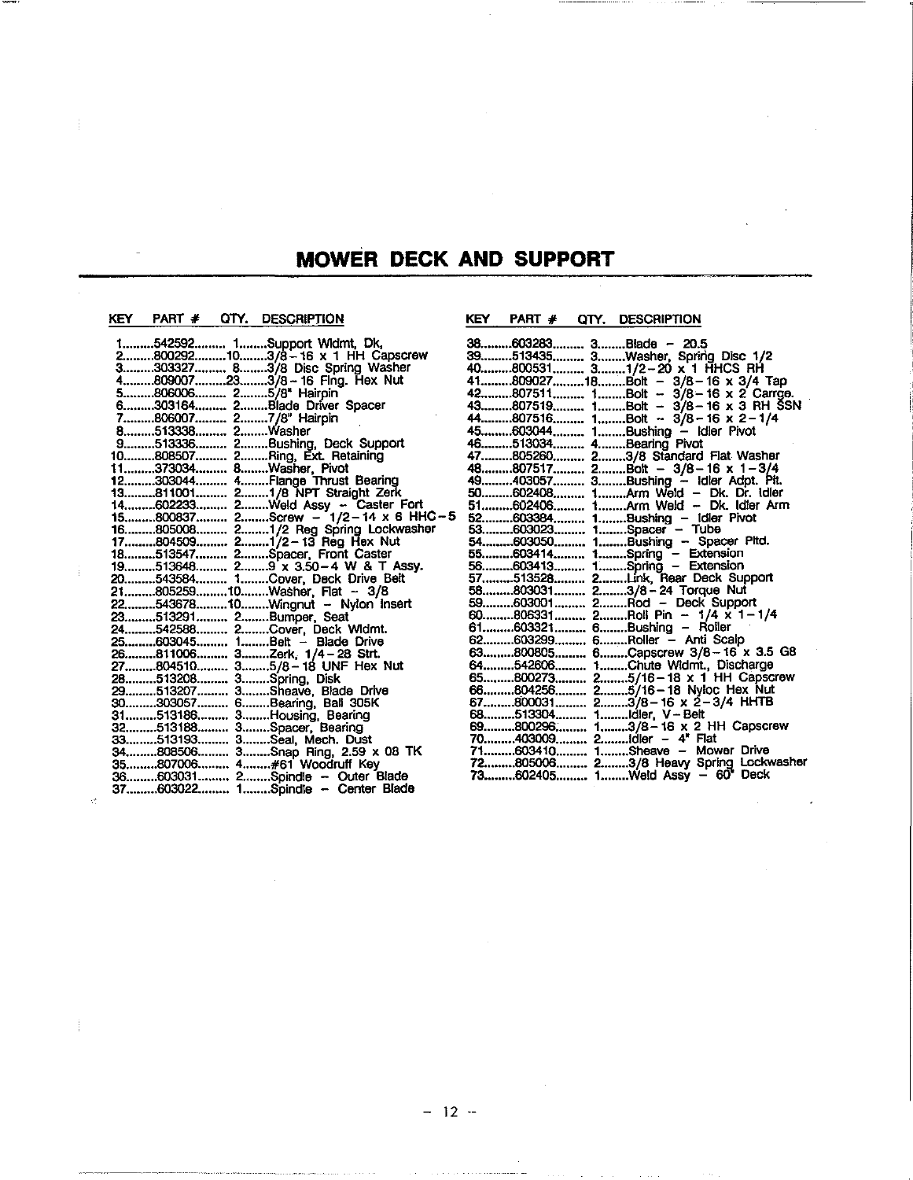# MOWER DECK AND SUPPORT

| KEY | PART # | QTY. | DESCRIPTION |
|---|---|---|---|
| 1 | 542592 | 1 | Support Wldmt, Dk, |
| 2 | 800292 | 10 | 3/8-16 x 1 HH Capscrew |
| 3 | 303327 | 8 | 3/8 Disc Spring Washer |
| 4 | 809007 | 23 | 3/8-16 Flng. Hex Nut |
| 5 | 806006 | 2 | 5/8" Hairpin |
| 6 | 303164 | 2 | Blade Driver Spacer |
| 7 | 806007 | 2 | 7/8" Hairpin |
| 8 | 513338 | 2 | Washer |
| 9 | 513336 | 2 | Bushing, Deck Support |
| 10 | 808507 | 2 | Ring, Ext. Retaining |
| 11 | 373034 | 8 | Washer, Pivot |
| 12 | 303044 | 4 | Flange Thrust Bearing |
| 13 | 811001 | 2 | 1/8 NPT Straight Zerk |
| 14 | 602233 | 2 | Weld Assy - Caster Fort |
| 15 | 800837 | 2 | Screw - 1/2-14 x 6 HHC-5 |
| 16 | 805008 | 2 | 1/2 Reg Spring Lockwasher |
| 17 | 804509 | 2 | 1/2-13 Reg Hex Nut |
| 18 | 513547 | 2 | Spacer, Front Caster |
| 19 | 513648 | 2 | 9 x 3.50-4 W & T Assy. |
| 20 | 543584 | 1 | Cover, Deck Drive Belt |
| 21 | 805259 | 10 | Washer, Flat - 3/8 |
| 22 | 543678 | 10 | Wingnut - Nylon Insert |
| 23 | 513291 | 2 | Bumper, Seat |
| 24 | 542588 | 2 | Cover, Deck Wldmt. |
| 25 | 603045 | 1 | Belt - Blade Drive |
| 26 | 811006 | 3 | Zerk, 1/4-28 Strt. |
| 27 | 804510 | 3 | 5/8-18 UNF Hex Nut |
| 28 | 513208 | 3 | Spring, Disk |
| 29 | 513207 | 3 | Sheave, Blade Drive |
| 30 | 303057 | 6 | Bearing, Ball 305K |
| 31 | 513186 | 3 | Housing, Bearing |
| 32 | 513188 | 3 | Spacer, Bearing |
| 33 | 513193 | 3 | Seal, Mech. Dust |
| 34 | 808506 | 3 | Snap Ring, 2.59 x 08 TK |
| 35 | 807006 | 4 | #61 Woodruff Key |
| 36 | 603031 | 2 | Spindle - Outer Blade |
| 37 | 603022 | 1 | Spindle - Center Blade |
| 38 | 603283 | 3 | Blade - 20.5 |
| 39 | 513435 | 3 | Washer, Spring Disc 1/2 |
| 40 | 800531 | 3 | 1/2-20 x 1 HHCS RH |
| 41 | 809027 | 18 | Bolt - 3/8-16 x 3/4 Tap |
| 42 | 807511 | 1 | Bolt - 3/8-16 x 2 Carrge. |
| 43 | 807519 | 1 | Bolt - 3/8-16 x 3 RH SSN |
| 44 | 807516 | 1 | Bolt - 3/8-16 x 2-1/4 |
| 45 | 603044 | 1 | Bushing - Idler Pivot |
| 46 | 513034 | 4 | Bearing Pivot |
| 47 | 805260 | 2 | 3/8 Standard Flat Washer |
| 48 | 807517 | 2 | Bolt - 3/8-16 x 1-3/4 |
| 49 | 403057 | 3 | Bushing - Idler Adpt. Plt. |
| 50 | 602408 | 1 | Arm Weld - Dk. Dr. Idler |
| 51 | 602406 | 1 | Arm Weld - Dk. Idler Arm |
| 52 | 603384 | 1 | Bushing - Idler Pivot |
| 53 | 603023 | 1 | Spacer - Tube |
| 54 | 603050 | 1 | Bushing - Spacer Pltd. |
| 55 | 603414 | 1 | Spring - Extension |
| 56 | 603413 | 1 | Spring - Extension |
| 57 | 513528 | 2 | Link, Rear Deck Support |
| 58 | 803031 | 2 | 3/8-24 Torque Nut |
| 59 | 603001 | 2 | Rod - Deck Support |
| 60 | 806331 | 2 | Roll Pin - 1/4 x 1-1/4 |
| 61 | 603321 | 6 | Bushing - Roller |
| 62 | 603299 | 6 | Roller - Anti Scalp |
| 63 | 800805 | 6 | Capscrew 3/8-16 x 3.5 G8 |
| 64 | 542606 | 1 | Chute Wldmt., Discharge |
| 65 | 800273 | 2 | 5/16-18 x 1 HH Capscrew |
| 66 | 804256 | 2 | 5/16-18 Nyloc Hex Nut |
| 67 | 800031 | 2 | 3/8-16 x 2-3/4 HHTB |
| 68 | 513304 | 1 | Idler, V-Belt |
| 69 | 800296 | 1 | 3/8-16 x 2 HH Capscrew |
| 70 | 403009 | 2 | Idler - 4" Flat |
| 71 | 603410 | 1 | Sheave - Mower Drive |
| 72 | 805006 | 2 | 3/8 Heavy Spring Lockwasher |
| 73 | 602405 | 1 | Weld Assy - 60" Deck |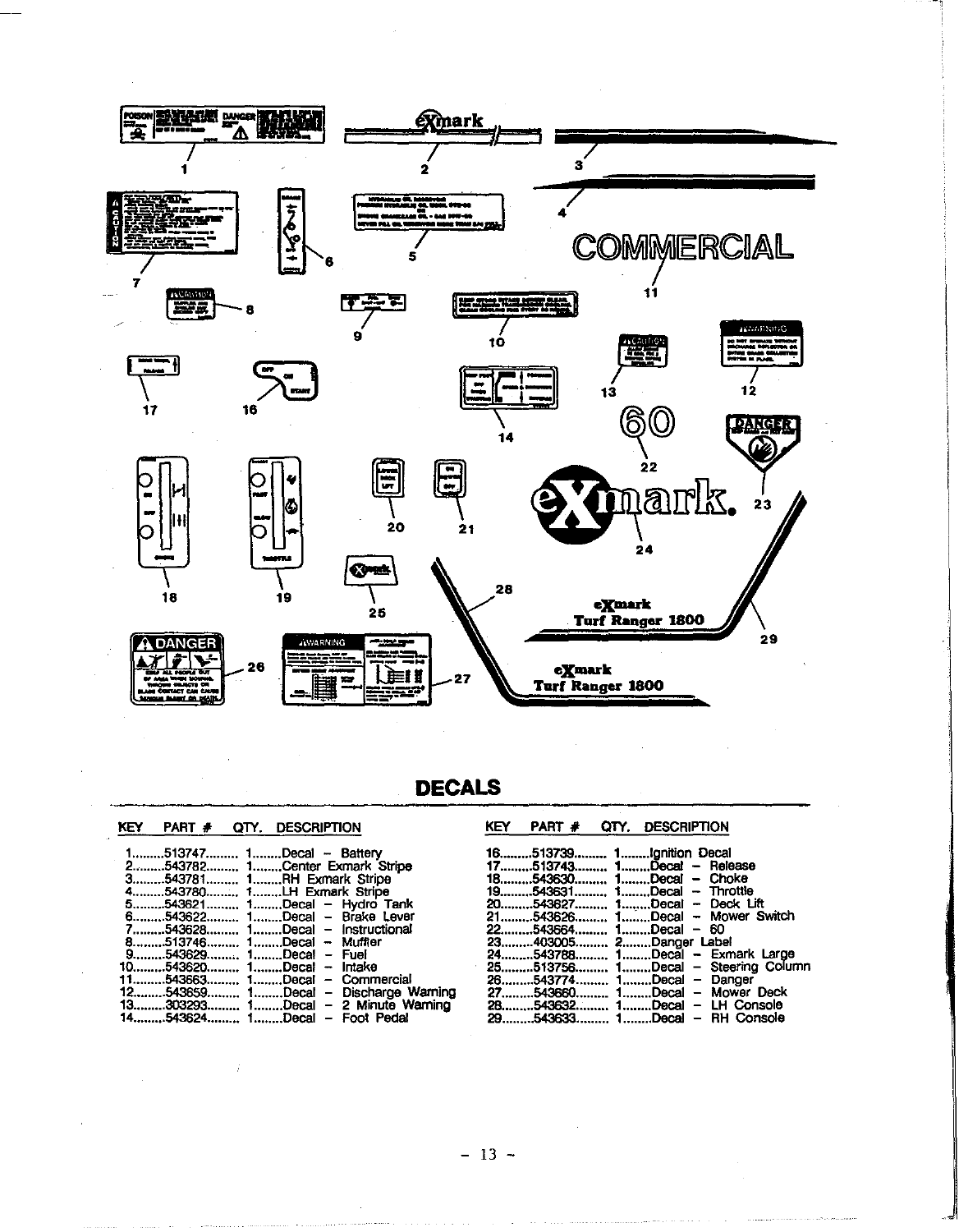## DECALS

| KEY | PART # | QTY. | DESCRIPTION |
|---|---|---|---|
| 1 | 513747 | 1 | Decal – Battery |
| 2 | 543782 | 1 | Center Exmark Stripe |
| 3 | 543781 | 1 | RH Exmark Stripe |
| 4 | 543780 | 1 | LH Exmark Stripe |
| 5 | 543621 | 1 | Decal – Hydro Tank |
| 6 | 543622 | 1 | Decal – Brake Lever |
| 7 | 543628 | 1 | Decal – Instructional |
| 8 | 513746 | 1 | Decal – Muffler |
| 9 | 543629 | 1 | Decal – Fuel |
| 10 | 543620 | 1 | Decal – Intake |
| 11 | 543663 | 1 | Decal – Commercial |
| 12 | 543659 | 1 | Decal – Discharge Warning |
| 13 | 303293 | 1 | Decal – 2 Minute Warning |
| 14 | 543624 | 1 | Decal – Foot Pedal |
| 16 | 513739 | 1 | Ignition Decal |
| 17 | 513743 | 1 | Decal – Release |
| 18 | 543630 | 1 | Decal – Choke |
| 19 | 543631 | 1 | Decal – Throttle |
| 20 | 543627 | 1 | Decal – Deck Lift |
| 21 | 543626 | 1 | Decal – Mower Switch |
| 22 | 543664 | 1 | Decal – 60 |
| 23 | 403005 | 2 | Danger Label |
| 24 | 543788 | 1 | Decal – Exmark Large |
| 25 | 513756 | 1 | Decal – Steering Column |
| 26 | 543774 | 1 | Decal – Danger |
| 27 | 543660 | 1 | Decal – Mower Deck |
| 28 | 543632 | 1 | Decal – LH Console |
| 29 | 543633 | 1 | Decal – RH Console |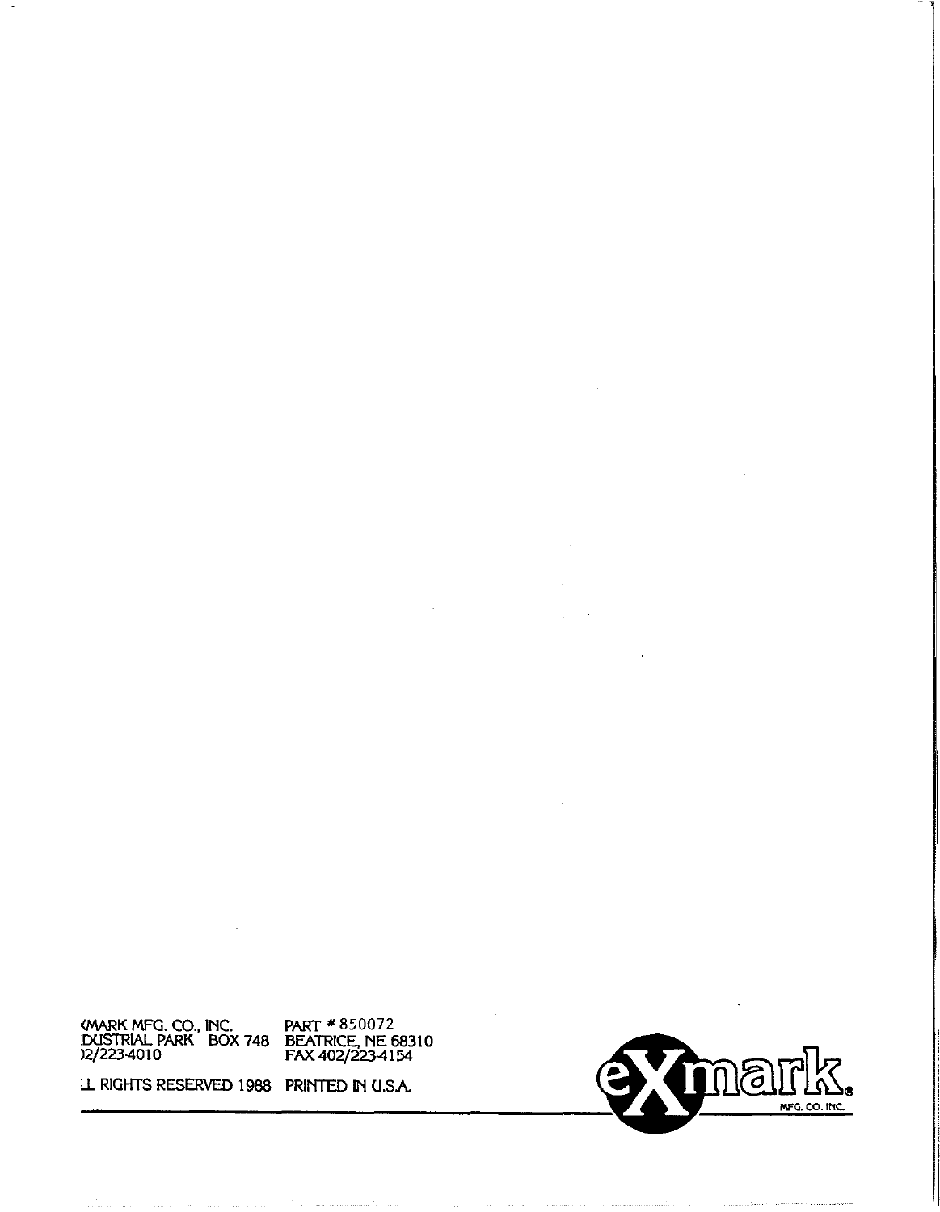‹MARK MFG. CO., INC.
.DUSTRIAL PARK BOX 748
)2/223-4010

PART # 850072
BEATRICE, NE 68310
FAX 402/223-4154

.L RIGHTS RESERVED 1988 PRINTED IN U.S.A.

eXmark®
MFG. CO. INC.